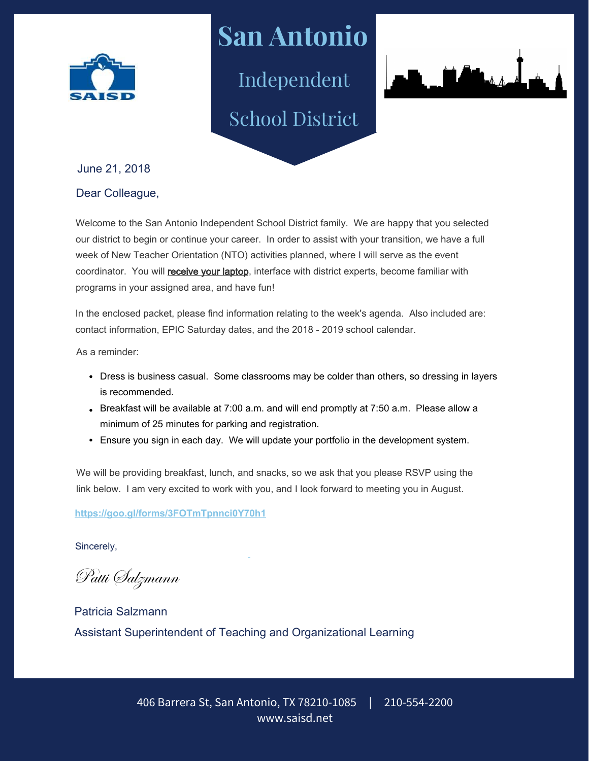# San Antonio Independent School District

June 21, 2018

Dear Colleague,

Welcome to the San Antonio Independent School District family. We are happy that you selected our district to begin or continue your career. In order to assist with your transition, we have a full week of New Teacher Orientation (NTO) activities planned, where I will serve as the event coordinator. You will receive your laptop, interface with district experts, become familiar with programs in your assigned area, and have fun!

In the enclosed packet, please find information relating to the week's agenda. Also included are: contact information, EPIC Saturday dates, and the 2018 - 2019 school calendar.

As a reminder:

- Dress is business casual. Some classrooms may be colder than others, so dressing in layers is recommended.
- Breakfast will be available at 7:00 a.m. and will end promptly at 7:50 a.m. Please allow a minimum of 25 minutes for parking and registration.
- Ensure you sign in each day. We will update your portfolio in the development system.

We will be providing breakfast, lunch, and snacks, so we ask that you please RSVP using the link below. I am very excited to work with you, and I look forward to meeting you in August.

https://goo.gl/forms/3FOTmTpnnci0Y70h1

Sincerely,

*Patti Salzmann*

Patricia Salzmann

Assistant Superintendent of Teaching and Organizational Learning

406 Barrera St, San Antonio, TX 78210-1085 | 210-554-2200

www.saisd.net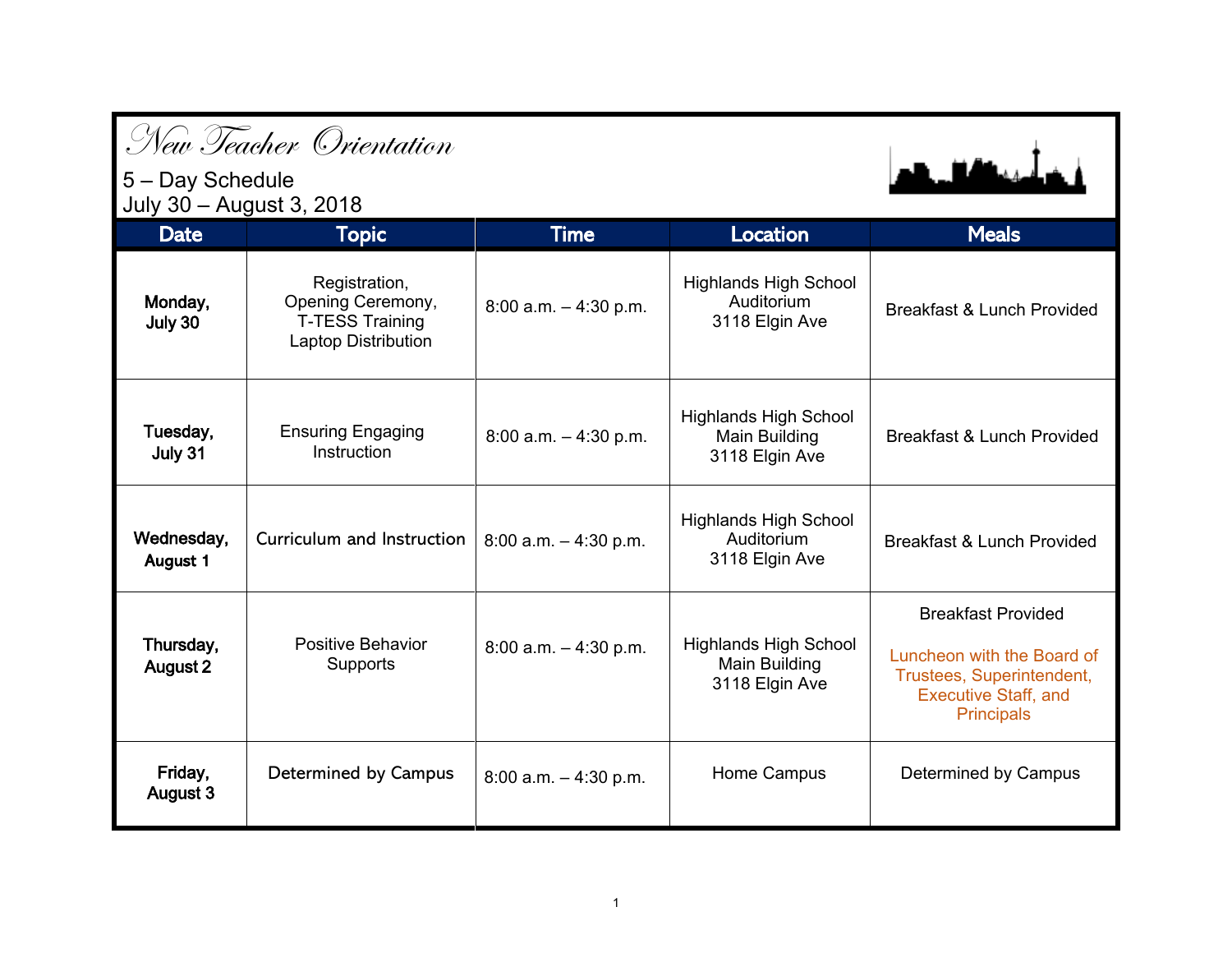# New Teacher Orientation

5 – Day Schedule
July 30 – August 3, 2018

| Date | Topic | Time | Location | Meals |
|---|---|---|---|---|
| **Monday, July 30** | Registration, Opening Ceremony, T-TESS Training Laptop Distribution | 8:00 a.m. – 4:30 p.m. | Highlands High School Auditorium 3118 Elgin Ave | Breakfast & Lunch Provided |
| **Tuesday, July 31** | Ensuring Engaging Instruction | 8:00 a.m. – 4:30 p.m. | Highlands High School Main Building 3118 Elgin Ave | Breakfast & Lunch Provided |
| **Wednesday, August 1** | Curriculum and Instruction | 8:00 a.m. – 4:30 p.m. | Highlands High School Auditorium 3118 Elgin Ave | Breakfast & Lunch Provided |
| **Thursday, August 2** | Positive Behavior Supports | 8:00 a.m. – 4:30 p.m. | Highlands High School Main Building 3118 Elgin Ave | Breakfast Provided<br>Luncheon with the Board of Trustees, Superintendent, Executive Staff, and Principals |
| **Friday, August 3** | Determined by Campus | 8:00 a.m. – 4:30 p.m. | Home Campus | Determined by Campus |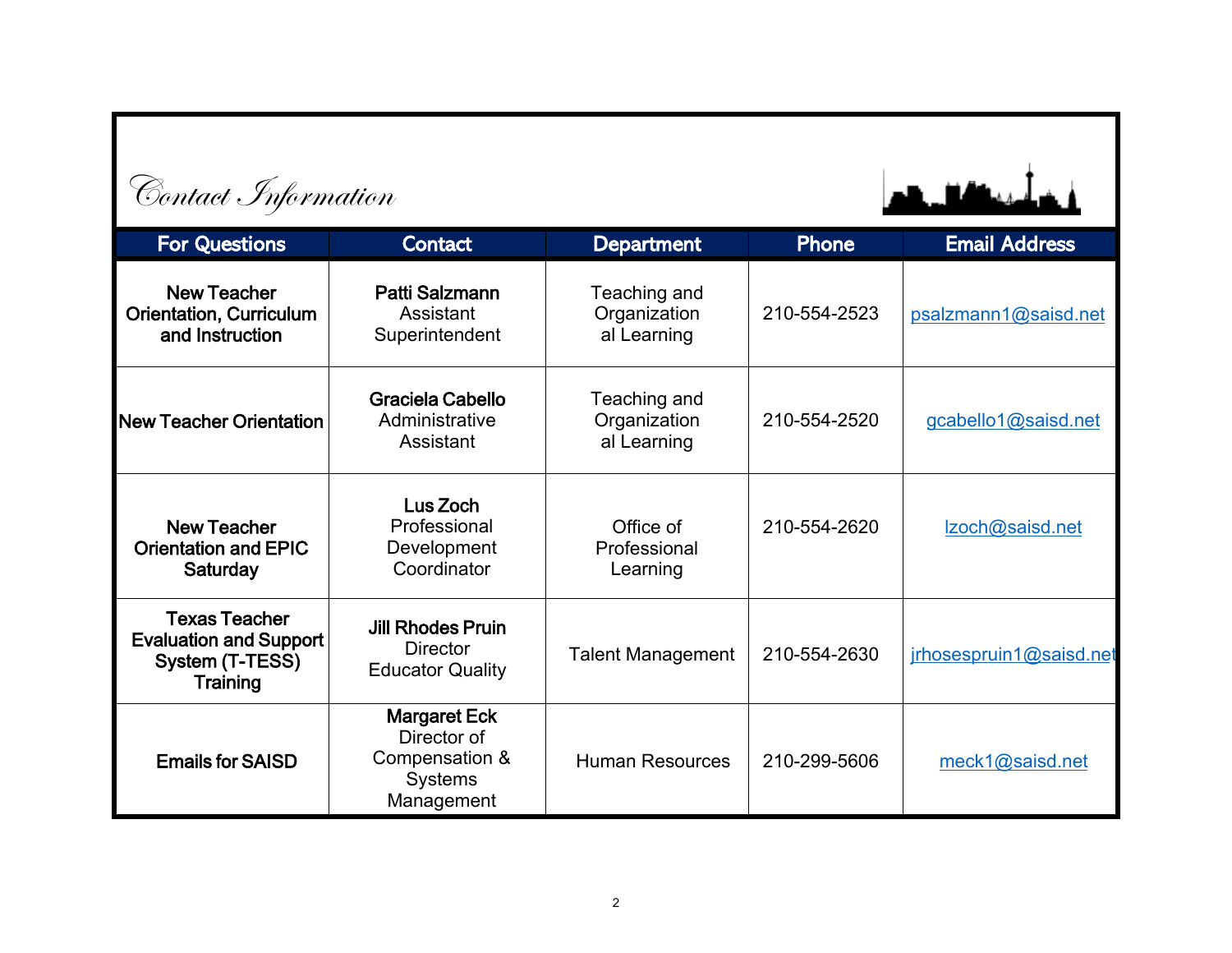# Contact Information

| For Questions | Contact | Department | Phone | Email Address |
|---|---|---|---|---|
| **New Teacher Orientation, Curriculum and Instruction** | **Patti Salzmann** Assistant Superintendent | Teaching and Organizational Learning | 210-554-2523 | psalzmann1@saisd.net |
| **New Teacher Orientation** | **Graciela Cabello** Administrative Assistant | Teaching and Organizational Learning | 210-554-2520 | gcabello1@saisd.net |
| **New Teacher Orientation and EPIC Saturday** | **Lus Zoch** Professional Development Coordinator | Office of Professional Learning | 210-554-2620 | lzoch@saisd.net |
| **Texas Teacher Evaluation and Support System (T-TESS) Training** | **Jill Rhodes Pruin** Director Educator Quality | Talent Management | 210-554-2630 | jrhosespruin1@saisd.net |
| **Emails for SAISD** | **Margaret Eck** Director of Compensation & Systems Management | Human Resources | 210-299-5606 | meck1@saisd.net |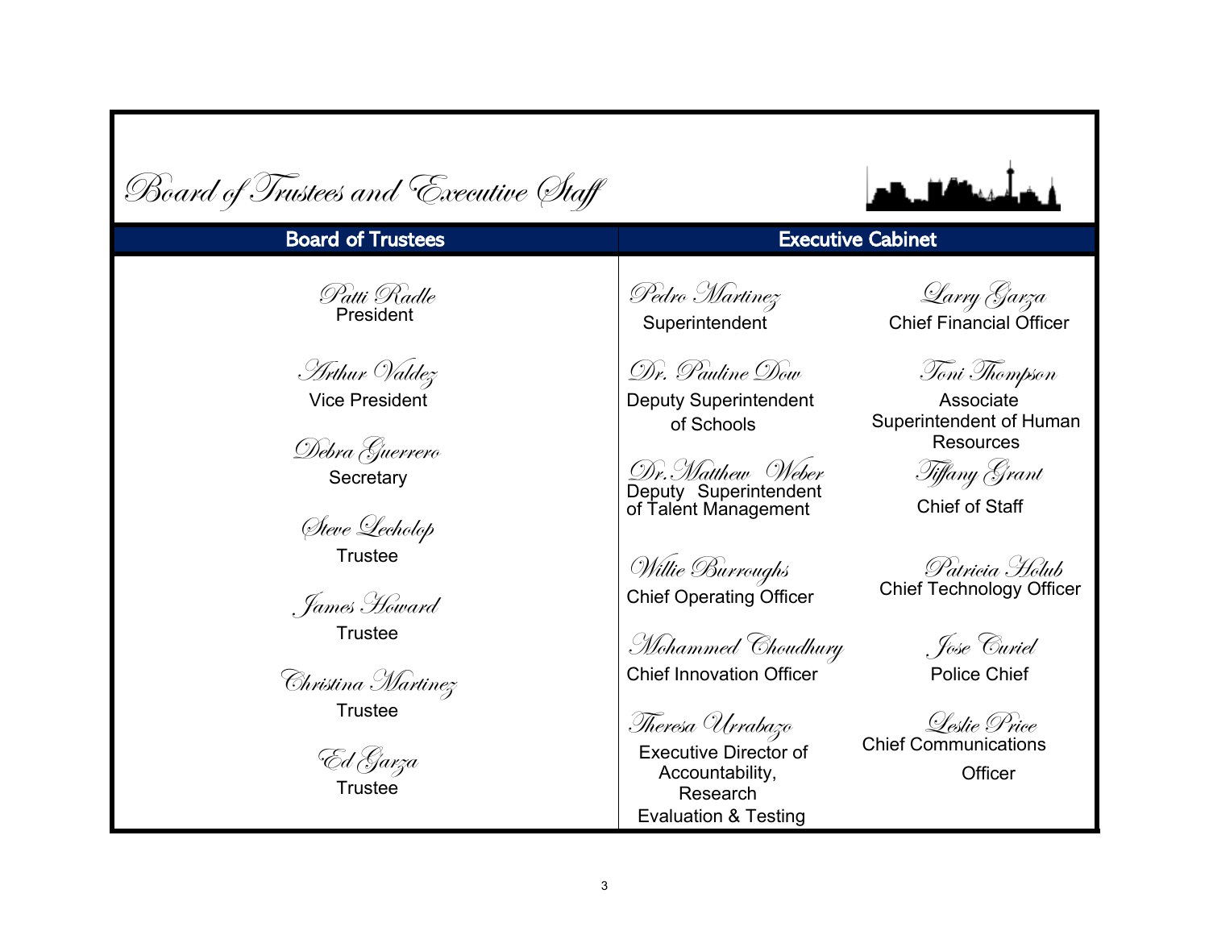# Board of Trustees and Executive Staff

## Board of Trustees

*Patti Radle*
President

*Arthur Valdez*
Vice President

*Debra Guerrero*
Secretary

*Steve Lecholop*
Trustee

*James Howard*
Trustee

*Christina Martinez*
Trustee

*Ed Garza*
Trustee

## Executive Cabinet

*Pedro Martinez*
Superintendent

*Larry Garza*
Chief Financial Officer

*Dr. Pauline Dow*
Deputy Superintendent of Schools

*Toni Thompson*
Associate Superintendent of Human Resources

*Dr. Matthew Weber*
Deputy Superintendent of Talent Management

*Tiffany Grant*
Chief of Staff

*Willie Burroughs*
Chief Operating Officer

*Patricia Holub*
Chief Technology Officer

*Mohammed Choudhury*
Chief Innovation Officer

*Jose Curiel*
Police Chief

*Theresa Urrabazo*
Executive Director of Accountability, Research Evaluation & Testing

*Leslie Price*
Chief Communications Officer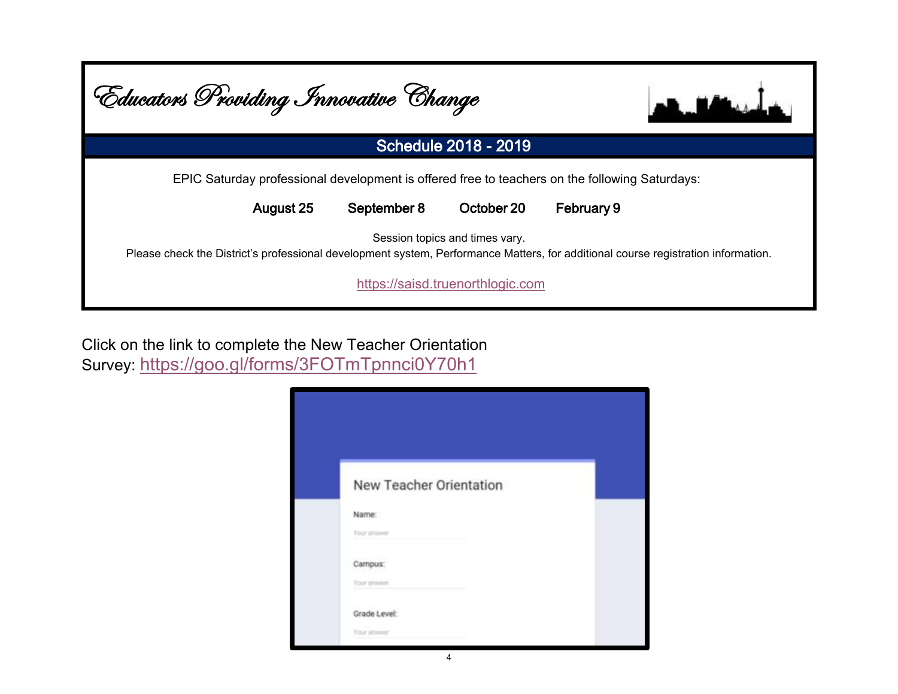# Educators Providing Innovative Change

## Schedule 2018 - 2019

EPIC Saturday professional development is offered free to teachers on the following Saturdays:

**August 25** **September 8** **October 20** **February 9**

Session topics and times vary.

Please check the District's professional development system, Performance Matters, for additional course registration information.

https://saisd.truenorthlogic.com

Click on the link to complete the New Teacher Orientation Survey: https://goo.gl/forms/3FOTmTpnnci0Y70h1

New Teacher Orientation

Name:

Campus:

Grade Level: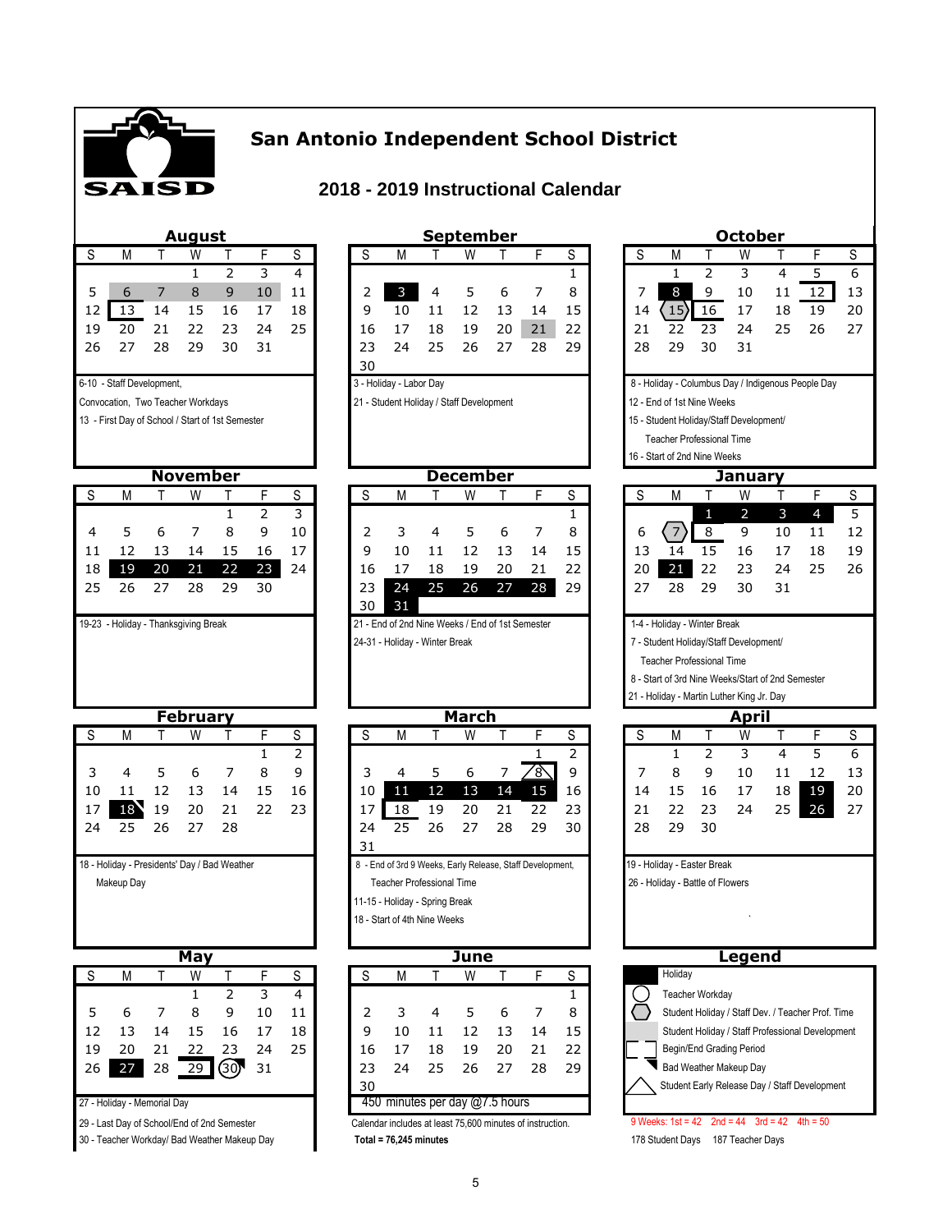# San Antonio Independent School District

## 2018 - 2019 Instructional Calendar

### August

| S | M | T | W | T | F | S |
|---|---|---|---|---|---|---|
| | | | 1 | 2 | 3 | 4 |
| 5 | 6 | 7 | 8 | 9 | 10 | 11 |
| 12 | 13 | 14 | 15 | 16 | 17 | 18 |
| 19 | 20 | 21 | 22 | 23 | 24 | 25 |
| 26 | 27 | 28 | 29 | 30 | 31 | |

6-10 - Staff Development, Convocation, Two Teacher Workdays

13 - First Day of School / Start of 1st Semester

### September

| S | M | T | W | T | F | S |
|---|---|---|---|---|---|---|
| | | | | | | 1 |
| 2 | 3 | 4 | 5 | 6 | 7 | 8 |
| 9 | 10 | 11 | 12 | 13 | 14 | 15 |
| 16 | 17 | 18 | 19 | 20 | 21 | 22 |
| 23 | 24 | 25 | 26 | 27 | 28 | 29 |
| 30 | | | | | | |

3 - Holiday - Labor Day

21 - Student Holiday / Staff Development

### October

| S | M | T | W | T | F | S |
|---|---|---|---|---|---|---|
| | 1 | 2 | 3 | 4 | 5 | 6 |
| 7 | 8 | 9 | 10 | 11 | 12 | 13 |
| 14 | 15 | 16 | 17 | 18 | 19 | 20 |
| 21 | 22 | 23 | 24 | 25 | 26 | 27 |
| 28 | 29 | 30 | 31 | | | |

8 - Holiday - Columbus Day / Indigenous People Day

12 - End of 1st Nine Weeks

15 - Student Holiday/Staff Development/ Teacher Professional Time

16 - Start of 2nd Nine Weeks

### November

| S | M | T | W | T | F | S |
|---|---|---|---|---|---|---|
| | | | | 1 | 2 | 3 |
| 4 | 5 | 6 | 7 | 8 | 9 | 10 |
| 11 | 12 | 13 | 14 | 15 | 16 | 17 |
| 18 | 19 | 20 | 21 | 22 | 23 | 24 |
| 25 | 26 | 27 | 28 | 29 | 30 | |

19-23 - Holiday - Thanksgiving Break

### December

| S | M | T | W | T | F | S |
|---|---|---|---|---|---|---|
| | | | | | | 1 |
| 2 | 3 | 4 | 5 | 6 | 7 | 8 |
| 9 | 10 | 11 | 12 | 13 | 14 | 15 |
| 16 | 17 | 18 | 19 | 20 | 21 | 22 |
| 23 | 24 | 25 | 26 | 27 | 28 | 29 |
| 30 | 31 | | | | | |

21 - End of 2nd Nine Weeks / End of 1st Semester

24-31 - Holiday - Winter Break

### January

| S | M | T | W | T | F | S |
|---|---|---|---|---|---|---|
| | | 1 | 2 | 3 | 4 | 5 |
| 6 | 7 | 8 | 9 | 10 | 11 | 12 |
| 13 | 14 | 15 | 16 | 17 | 18 | 19 |
| 20 | 21 | 22 | 23 | 24 | 25 | 26 |
| 27 | 28 | 29 | 30 | 31 | | |

1-4 - Holiday - Winter Break

7 - Student Holiday/Staff Development/ Teacher Professional Time

8 - Start of 3rd Nine Weeks/Start of 2nd Semester

21 - Holiday - Martin Luther King Jr. Day

### February

| S | M | T | W | T | F | S |
|---|---|---|---|---|---|---|
| | | | | | 1 | 2 |
| 3 | 4 | 5 | 6 | 7 | 8 | 9 |
| 10 | 11 | 12 | 13 | 14 | 15 | 16 |
| 17 | 18 | 19 | 20 | 21 | 22 | 23 |
| 24 | 25 | 26 | 27 | 28 | | |

18 - Holiday - Presidents' Day / Bad Weather Makeup Day

### March

| S | M | T | W | T | F | S |
|---|---|---|---|---|---|---|
| | | | | | 1 | 2 |
| 3 | 4 | 5 | 6 | 7 | 8 | 9 |
| 10 | 11 | 12 | 13 | 14 | 15 | 16 |
| 17 | 18 | 19 | 20 | 21 | 22 | 23 |
| 24 | 25 | 26 | 27 | 28 | 29 | 30 |
| 31 | | | | | | |

8 - End of 3rd 9 Weeks, Early Release, Staff Development, Teacher Professional Time

11-15 - Holiday - Spring Break

18 - Start of 4th Nine Weeks

### April

| S | M | T | W | T | F | S |
|---|---|---|---|---|---|---|
| | 1 | 2 | 3 | 4 | 5 | 6 |
| 7 | 8 | 9 | 10 | 11 | 12 | 13 |
| 14 | 15 | 16 | 17 | 18 | 19 | 20 |
| 21 | 22 | 23 | 24 | 25 | 26 | 27 |
| 28 | 29 | 30 | | | | |

19 - Holiday - Easter Break

26 - Holiday - Battle of Flowers

### May

| S | M | T | W | T | F | S |
|---|---|---|---|---|---|---|
| | | | 1 | 2 | 3 | 4 |
| 5 | 6 | 7 | 8 | 9 | 10 | 11 |
| 12 | 13 | 14 | 15 | 16 | 17 | 18 |
| 19 | 20 | 21 | 22 | 23 | 24 | 25 |
| 26 | 27 | 28 | 29 | 30 | 31 | |

27 - Holiday - Memorial Day

29 - Last Day of School/End of 2nd Semester

30 - Teacher Workday/ Bad Weather Makeup Day

### June

| S | M | T | W | T | F | S |
|---|---|---|---|---|---|---|
| | | | | | | 1 |
| 2 | 3 | 4 | 5 | 6 | 7 | 8 |
| 9 | 10 | 11 | 12 | 13 | 14 | 15 |
| 16 | 17 | 18 | 19 | 20 | 21 | 22 |
| 23 | 24 | 25 | 26 | 27 | 28 | 29 |
| 30 | | | | | | |

450 minutes per day @7.5 hours

Calendar includes at least 75,600 minutes of instruction.

**Total = 76,245 minutes**

### Legend

- Holiday
- Teacher Workday
- Student Holiday / Staff Dev. / Teacher Prof. Time
- Student Holiday / Staff Professional Development
- Begin/End Grading Period
- Bad Weather Makeup Day
- Student Early Release Day / Staff Development

9 Weeks: 1st = 42 2nd = 44 3rd = 42 4th = 50

178 Student Days 187 Teacher Days